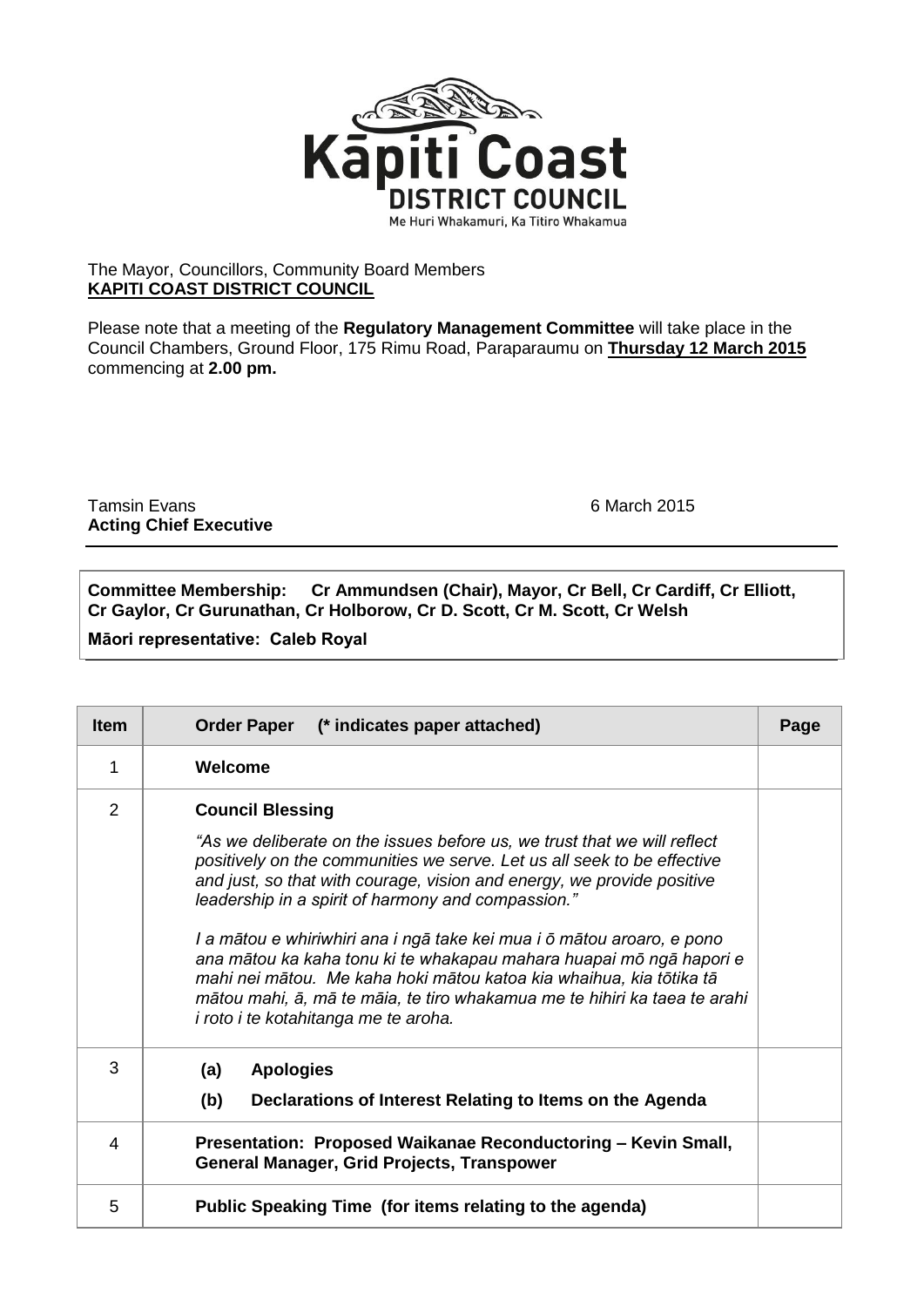Kāpiti Coast
DISTRICT COUNCIL
Me Huri Whakamuri, Ka Titiro Whakamua

The Mayor, Councillors, Community Board Members
**KAPITI COAST DISTRICT COUNCIL**

Please note that a meeting of the **Regulatory Management Committee** will take place in the Council Chambers, Ground Floor, 175 Rimu Road, Paraparaumu on **Thursday 12 March 2015** commencing at **2.00 pm.**

Tamsin Evans
**Acting Chief Executive**

6 March 2015

**Committee Membership: Cr Ammundsen (Chair), Mayor, Cr Bell, Cr Cardiff, Cr Elliott, Cr Gaylor, Cr Gurunathan, Cr Holborow, Cr D. Scott, Cr M. Scott, Cr Welsh**

**Māori representative: Caleb Royal**

| Item | Order Paper (* indicates paper attached) | Page |
|---|---|---|
| 1 | **Welcome** | |
| 2 | **Council Blessing**<br><br>*"As we deliberate on the issues before us, we trust that we will reflect positively on the communities we serve. Let us all seek to be effective and just, so that with courage, vision and energy, we provide positive leadership in a spirit of harmony and compassion."*<br><br>*I a mātou e whiriwhiri ana i ngā take kei mua i ō mātou aroaro, e pono ana mātou ka kaha tonu ki te whakapau mahara huapai mō ngā hapori e mahi nei mātou. Me kaha hoki mātou katoa kia whaihua, kia tōtika tā mātou mahi, ā, mā te māia, te tiro whakamua me te hihiri ka taea te arahi i roto i te kotahitanga me te aroha.* | |
| 3 | **(a) Apologies**<br>**(b) Declarations of Interest Relating to Items on the Agenda** | |
| 4 | **Presentation: Proposed Waikanae Reconductoring – Kevin Small, General Manager, Grid Projects, Transpower** | |
| 5 | **Public Speaking Time (for items relating to the agenda)** | |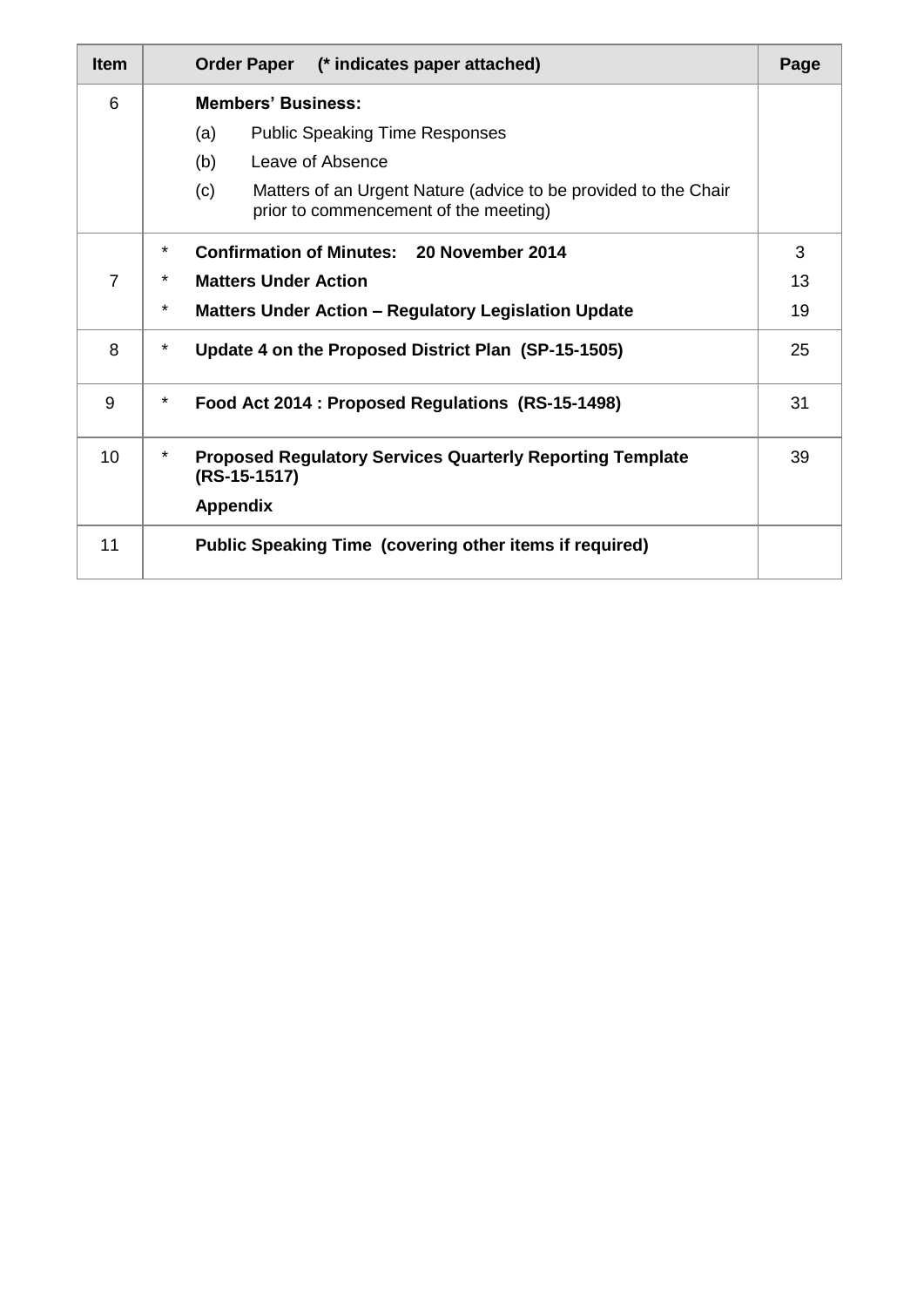| Item | | Order Paper (* indicates paper attached) | Page |
|---|---|---|---|
| 6 | | **Members' Business:**<br>(a) Public Speaking Time Responses<br>(b) Leave of Absence<br>(c) Matters of an Urgent Nature (advice to be provided to the Chair prior to commencement of the meeting) | |
| 7 | * | **Confirmation of Minutes: 20 November 2014** | 3 |
| | * | **Matters Under Action** | 13 |
| | * | **Matters Under Action – Regulatory Legislation Update** | 19 |
| 8 | * | **Update 4 on the Proposed District Plan (SP-15-1505)** | 25 |
| 9 | * | **Food Act 2014 : Proposed Regulations (RS-15-1498)** | 31 |
| 10 | * | **Proposed Regulatory Services Quarterly Reporting Template (RS-15-1517)**<br>**Appendix** | 39 |
| 11 | | **Public Speaking Time (covering other items if required)** | |